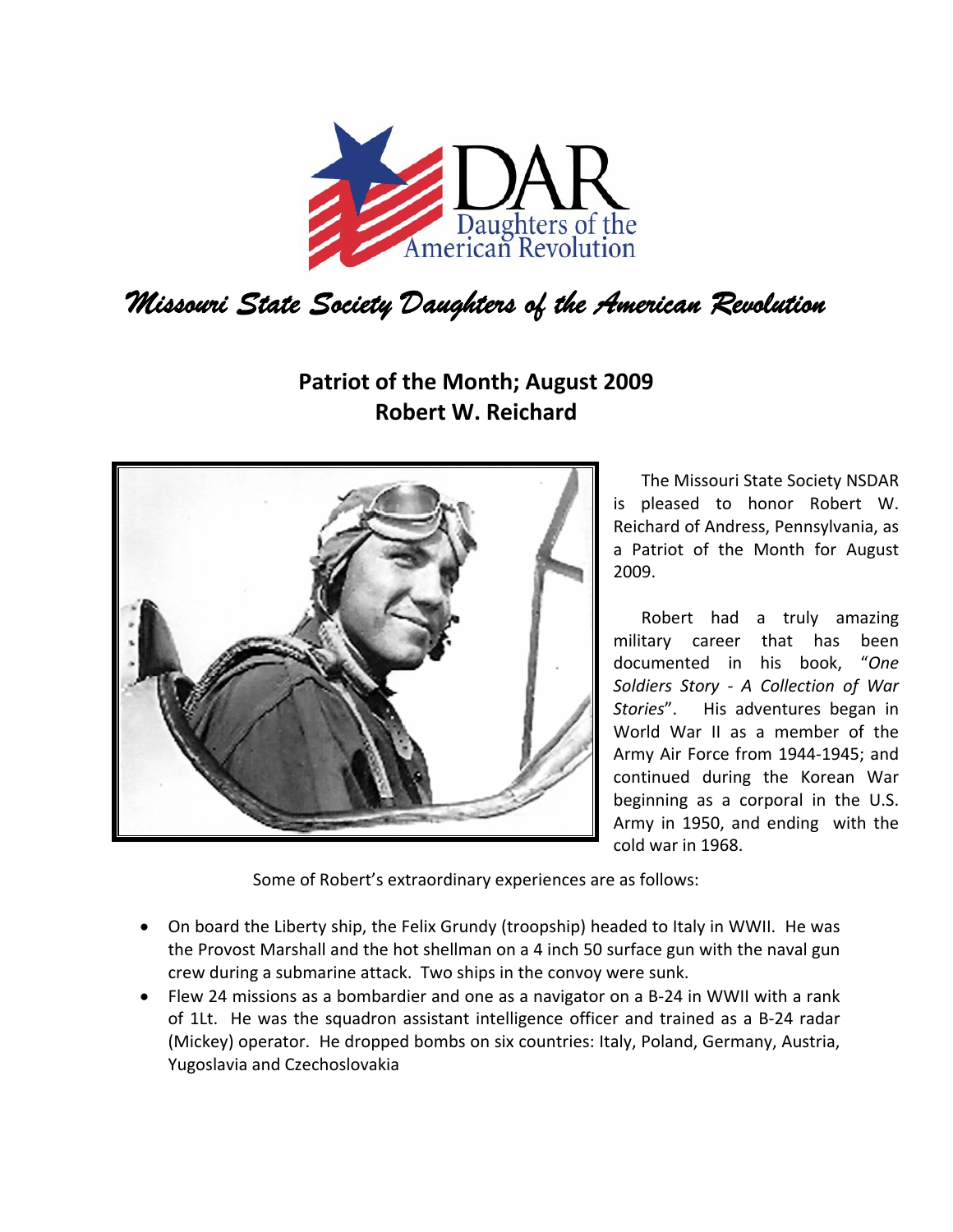# Missouri State Society Daughters of the American Revolution

## Patriot of the Month; August 2009
## Robert W. Reichard

The Missouri State Society NSDAR is pleased to honor Robert W. Reichard of Andress, Pennsylvania, as a Patriot of the Month for August 2009.

Robert had a truly amazing military career that has been documented in his book, "*One Soldiers Story - A Collection of War Stories*". His adventures began in World War II as a member of the Army Air Force from 1944-1945; and continued during the Korean War beginning as a corporal in the U.S. Army in 1950, and ending with the cold war in 1968.

Some of Robert's extraordinary experiences are as follows:

- On board the Liberty ship, the Felix Grundy (troopship) headed to Italy in WWII. He was the Provost Marshall and the hot shellman on a 4 inch 50 surface gun with the naval gun crew during a submarine attack. Two ships in the convoy were sunk.
- Flew 24 missions as a bombardier and one as a navigator on a B-24 in WWII with a rank of 1Lt. He was the squadron assistant intelligence officer and trained as a B-24 radar (Mickey) operator. He dropped bombs on six countries: Italy, Poland, Germany, Austria, Yugoslavia and Czechoslovakia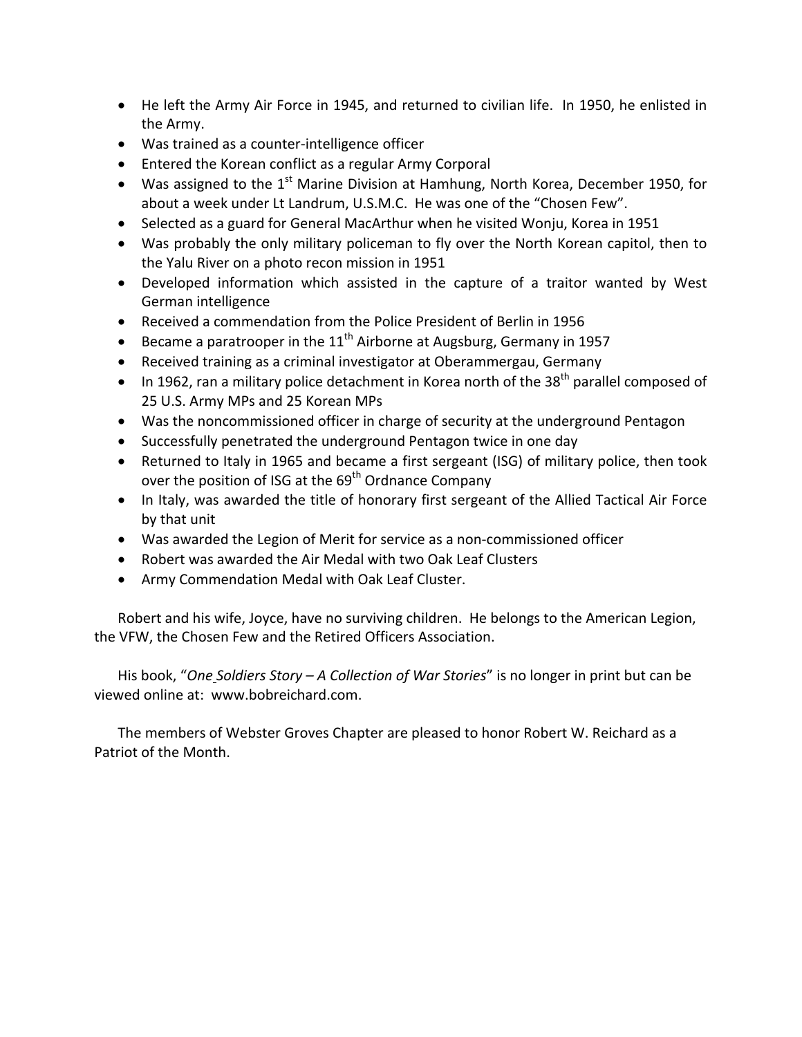- He left the Army Air Force in 1945, and returned to civilian life. In 1950, he enlisted in the Army.
- Was trained as a counter-intelligence officer
- Entered the Korean conflict as a regular Army Corporal
- Was assigned to the 1st Marine Division at Hamhung, North Korea, December 1950, for about a week under Lt Landrum, U.S.M.C. He was one of the "Chosen Few".
- Selected as a guard for General MacArthur when he visited Wonju, Korea in 1951
- Was probably the only military policeman to fly over the North Korean capitol, then to the Yalu River on a photo recon mission in 1951
- Developed information which assisted in the capture of a traitor wanted by West German intelligence
- Received a commendation from the Police President of Berlin in 1956
- Became a paratrooper in the 11th Airborne at Augsburg, Germany in 1957
- Received training as a criminal investigator at Oberammergau, Germany
- In 1962, ran a military police detachment in Korea north of the 38th parallel composed of 25 U.S. Army MPs and 25 Korean MPs
- Was the noncommissioned officer in charge of security at the underground Pentagon
- Successfully penetrated the underground Pentagon twice in one day
- Returned to Italy in 1965 and became a first sergeant (ISG) of military police, then took over the position of ISG at the 69th Ordnance Company
- In Italy, was awarded the title of honorary first sergeant of the Allied Tactical Air Force by that unit
- Was awarded the Legion of Merit for service as a non-commissioned officer
- Robert was awarded the Air Medal with two Oak Leaf Clusters
- Army Commendation Medal with Oak Leaf Cluster.

Robert and his wife, Joyce, have no surviving children. He belongs to the American Legion, the VFW, the Chosen Few and the Retired Officers Association.

His book, "*One Soldiers Story – A Collection of War Stories*" is no longer in print but can be viewed online at: www.bobreichard.com.

The members of Webster Groves Chapter are pleased to honor Robert W. Reichard as a Patriot of the Month.